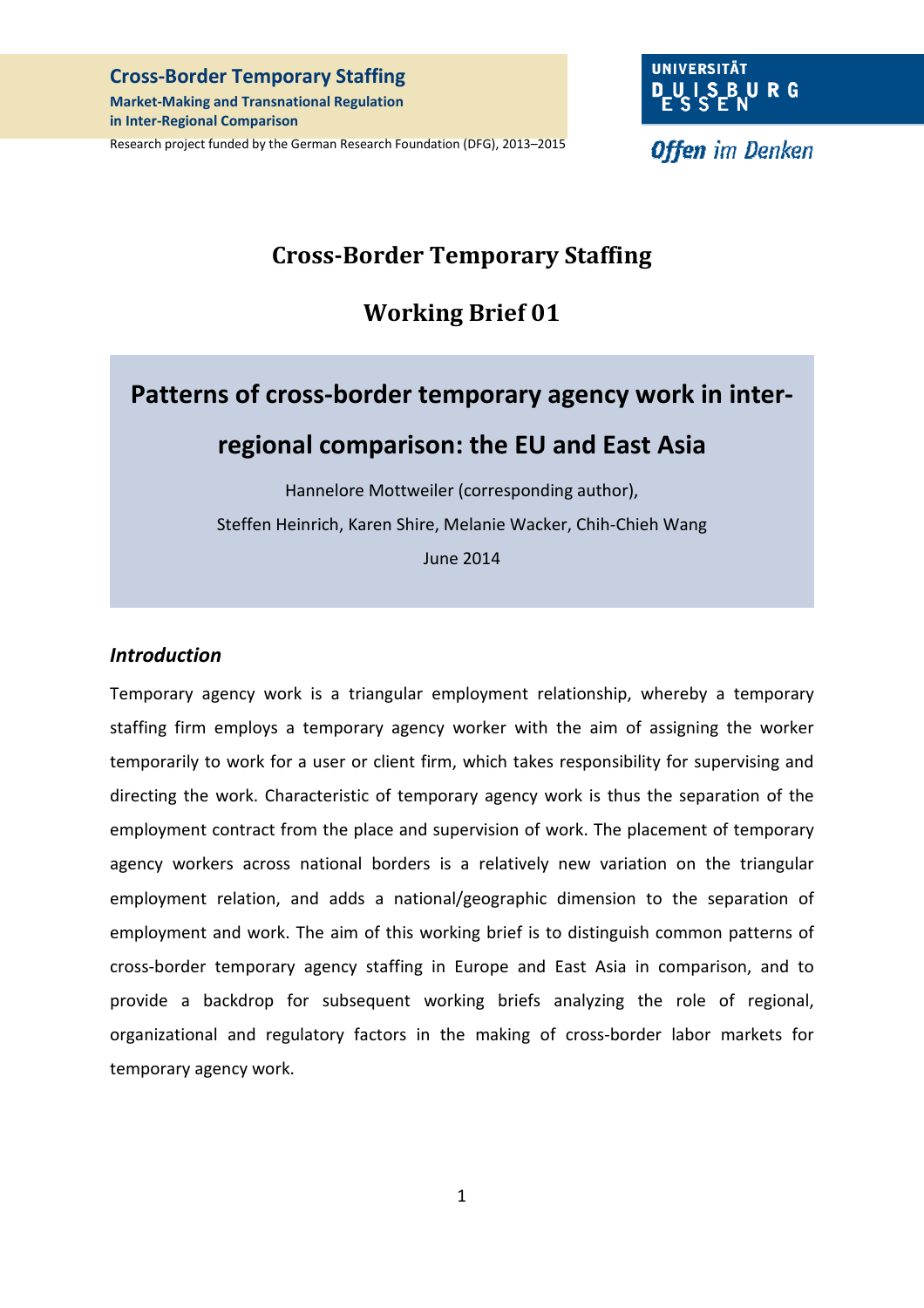**Cross-Border Temporary Staffing**

**Market-Making and Transnational Regulation in Inter-Regional Comparison**

Research project funded by the German Research Foundation (DFG), 2013–2015

UNIVERSITÄT DUISBURG ESSEN

*Offen im Denken*

# Cross-Border Temporary Staffing

# Working Brief 01

## Patterns of cross-border temporary agency work in inter-regional comparison: the EU and East Asia

Hannelore Mottweiler (corresponding author),

Steffen Heinrich, Karen Shire, Melanie Wacker, Chih-Chieh Wang

June 2014

### *Introduction*

Temporary agency work is a triangular employment relationship, whereby a temporary staffing firm employs a temporary agency worker with the aim of assigning the worker temporarily to work for a user or client firm, which takes responsibility for supervising and directing the work. Characteristic of temporary agency work is thus the separation of the employment contract from the place and supervision of work. The placement of temporary agency workers across national borders is a relatively new variation on the triangular employment relation, and adds a national/geographic dimension to the separation of employment and work. The aim of this working brief is to distinguish common patterns of cross-border temporary agency staffing in Europe and East Asia in comparison, and to provide a backdrop for subsequent working briefs analyzing the role of regional, organizational and regulatory factors in the making of cross-border labor markets for temporary agency work.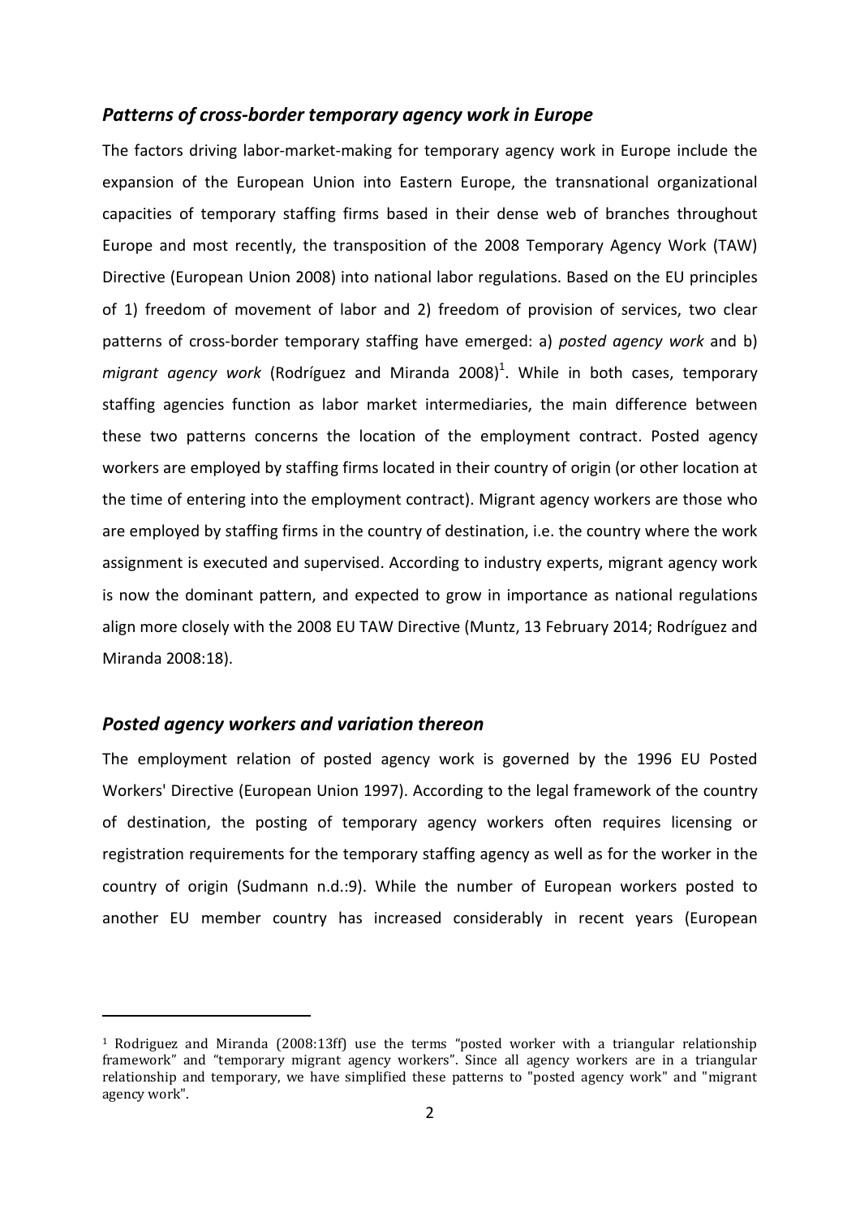### *Patterns of cross-border temporary agency work in Europe*

The factors driving labor-market-making for temporary agency work in Europe include the expansion of the European Union into Eastern Europe, the transnational organizational capacities of temporary staffing firms based in their dense web of branches throughout Europe and most recently, the transposition of the 2008 Temporary Agency Work (TAW) Directive (European Union 2008) into national labor regulations. Based on the EU principles of 1) freedom of movement of labor and 2) freedom of provision of services, two clear patterns of cross-border temporary staffing have emerged: a) *posted agency work* and b) *migrant agency work* (Rodríguez and Miranda 2008)[1]. While in both cases, temporary staffing agencies function as labor market intermediaries, the main difference between these two patterns concerns the location of the employment contract. Posted agency workers are employed by staffing firms located in their country of origin (or other location at the time of entering into the employment contract). Migrant agency workers are those who are employed by staffing firms in the country of destination, i.e. the country where the work assignment is executed and supervised. According to industry experts, migrant agency work is now the dominant pattern, and expected to grow in importance as national regulations align more closely with the 2008 EU TAW Directive (Muntz, 13 February 2014; Rodríguez and Miranda 2008:18).

### *Posted agency workers and variation thereon*

The employment relation of posted agency work is governed by the 1996 EU Posted Workers' Directive (European Union 1997). According to the legal framework of the country of destination, the posting of temporary agency workers often requires licensing or registration requirements for the temporary staffing agency as well as for the worker in the country of origin (Sudmann n.d.:9). While the number of European workers posted to another EU member country has increased considerably in recent years (European

---

[1] Rodriguez and Miranda (2008:13ff) use the terms "posted worker with a triangular relationship framework" and "temporary migrant agency workers". Since all agency workers are in a triangular relationship and temporary, we have simplified these patterns to "posted agency work" and "migrant agency work".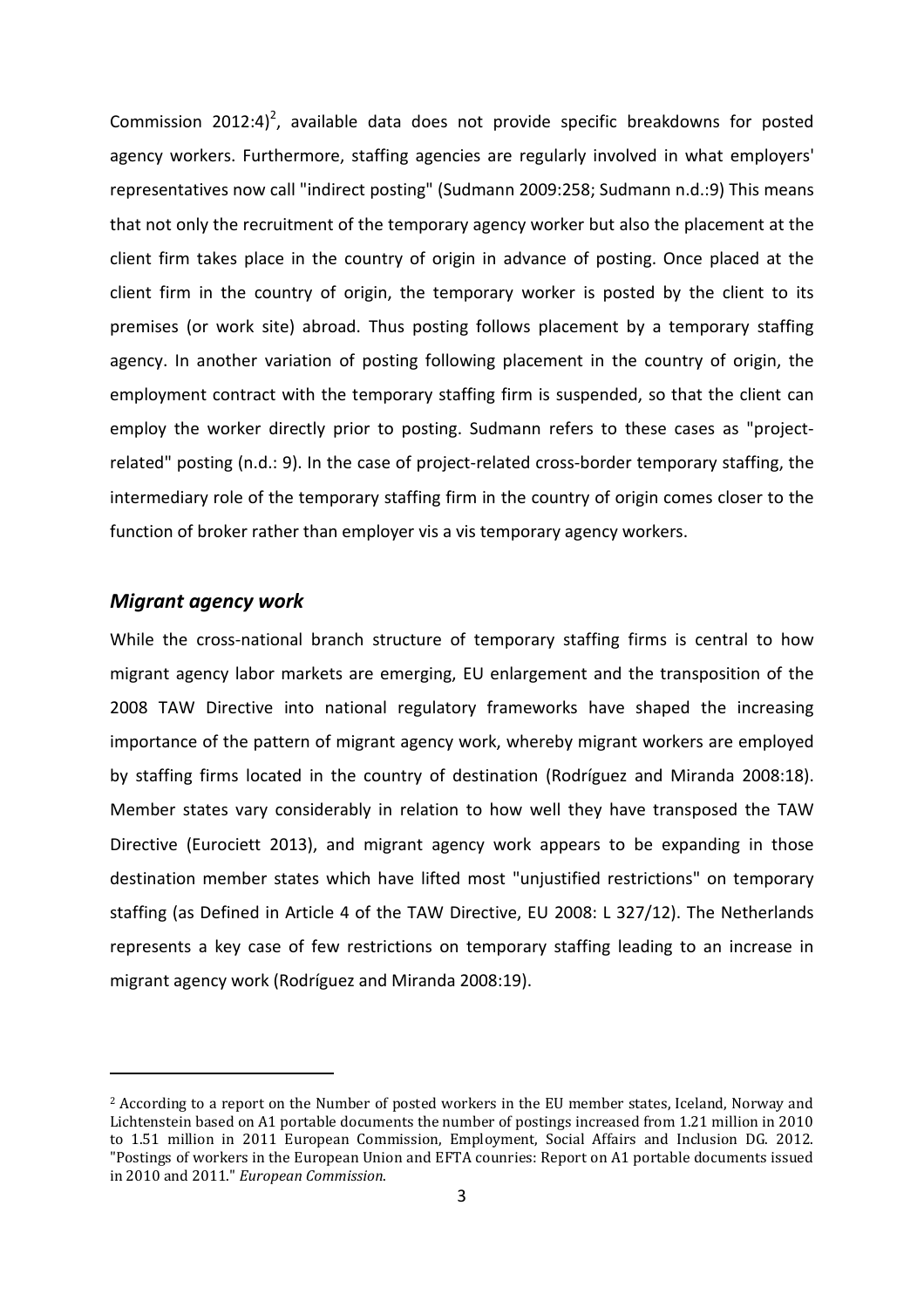Commission 2012:4)[2], available data does not provide specific breakdowns for posted agency workers. Furthermore, staffing agencies are regularly involved in what employers' representatives now call "indirect posting" (Sudmann 2009:258; Sudmann n.d.:9) This means that not only the recruitment of the temporary agency worker but also the placement at the client firm takes place in the country of origin in advance of posting. Once placed at the client firm in the country of origin, the temporary worker is posted by the client to its premises (or work site) abroad. Thus posting follows placement by a temporary staffing agency. In another variation of posting following placement in the country of origin, the employment contract with the temporary staffing firm is suspended, so that the client can employ the worker directly prior to posting. Sudmann refers to these cases as "project-related" posting (n.d.: 9). In the case of project-related cross-border temporary staffing, the intermediary role of the temporary staffing firm in the country of origin comes closer to the function of broker rather than employer vis a vis temporary agency workers.

### *Migrant agency work*

While the cross-national branch structure of temporary staffing firms is central to how migrant agency labor markets are emerging, EU enlargement and the transposition of the 2008 TAW Directive into national regulatory frameworks have shaped the increasing importance of the pattern of migrant agency work, whereby migrant workers are employed by staffing firms located in the country of destination (Rodríguez and Miranda 2008:18). Member states vary considerably in relation to how well they have transposed the TAW Directive (Eurociett 2013), and migrant agency work appears to be expanding in those destination member states which have lifted most "unjustified restrictions" on temporary staffing (as Defined in Article 4 of the TAW Directive, EU 2008: L 327/12). The Netherlands represents a key case of few restrictions on temporary staffing leading to an increase in migrant agency work (Rodríguez and Miranda 2008:19).

---

[2] According to a report on the Number of posted workers in the EU member states, Iceland, Norway and Lichtenstein based on A1 portable documents the number of postings increased from 1.21 million in 2010 to 1.51 million in 2011 European Commission, Employment, Social Affairs and Inclusion DG. 2012. "Postings of workers in the European Union and EFTA counries: Report on A1 portable documents issued in 2010 and 2011." *European Commission*.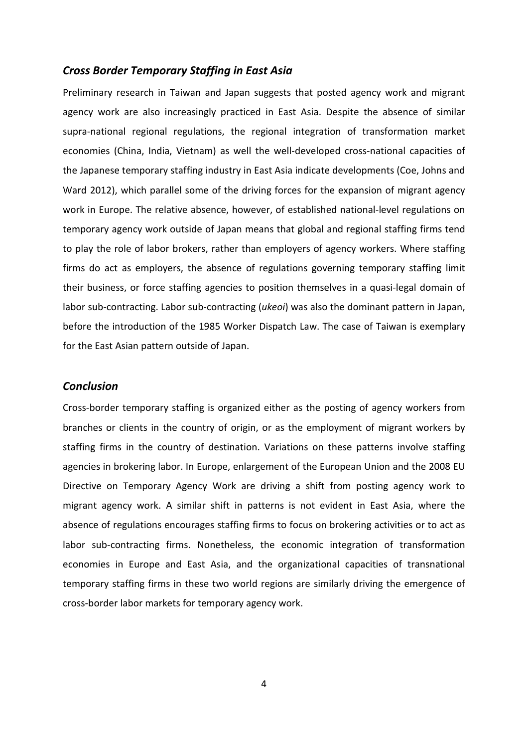### *Cross Border Temporary Staffing in East Asia*

Preliminary research in Taiwan and Japan suggests that posted agency work and migrant agency work are also increasingly practiced in East Asia. Despite the absence of similar supra-national regional regulations, the regional integration of transformation market economies (China, India, Vietnam) as well the well-developed cross-national capacities of the Japanese temporary staffing industry in East Asia indicate developments (Coe, Johns and Ward 2012), which parallel some of the driving forces for the expansion of migrant agency work in Europe. The relative absence, however, of established national-level regulations on temporary agency work outside of Japan means that global and regional staffing firms tend to play the role of labor brokers, rather than employers of agency workers. Where staffing firms do act as employers, the absence of regulations governing temporary staffing limit their business, or force staffing agencies to position themselves in a quasi-legal domain of labor sub-contracting. Labor sub-contracting (*ukeoi*) was also the dominant pattern in Japan, before the introduction of the 1985 Worker Dispatch Law. The case of Taiwan is exemplary for the East Asian pattern outside of Japan.

### *Conclusion*

Cross-border temporary staffing is organized either as the posting of agency workers from branches or clients in the country of origin, or as the employment of migrant workers by staffing firms in the country of destination. Variations on these patterns involve staffing agencies in brokering labor. In Europe, enlargement of the European Union and the 2008 EU Directive on Temporary Agency Work are driving a shift from posting agency work to migrant agency work. A similar shift in patterns is not evident in East Asia, where the absence of regulations encourages staffing firms to focus on brokering activities or to act as labor sub-contracting firms. Nonetheless, the economic integration of transformation economies in Europe and East Asia, and the organizational capacities of transnational temporary staffing firms in these two world regions are similarly driving the emergence of cross-border labor markets for temporary agency work.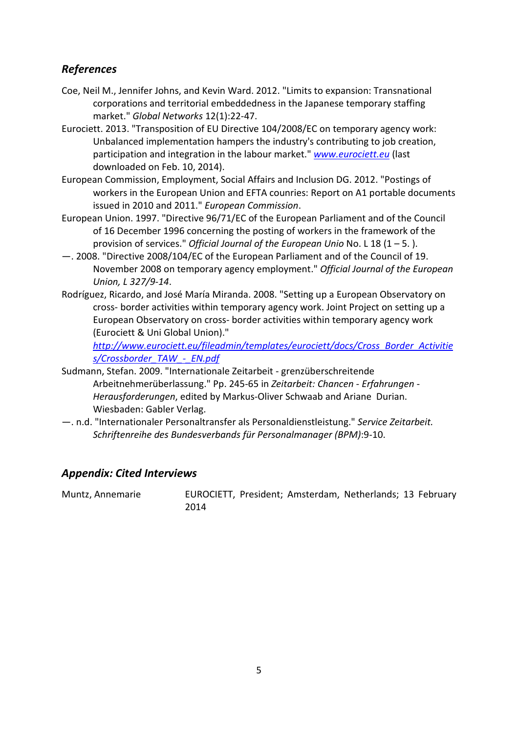## *References*

Coe, Neil M., Jennifer Johns, and Kevin Ward. 2012. "Limits to expansion: Transnational corporations and territorial embeddedness in the Japanese temporary staffing market." *Global Networks* 12(1):22-47.

Eurociett. 2013. "Transposition of EU Directive 104/2008/EC on temporary agency work: Unbalanced implementation hampers the industry's contributing to job creation, participation and integration in the labour market." *www.eurociett.eu* (last downloaded on Feb. 10, 2014).

European Commission, Employment, Social Affairs and Inclusion DG. 2012. "Postings of workers in the European Union and EFTA counries: Report on A1 portable documents issued in 2010 and 2011." *European Commission*.

European Union. 1997. "Directive 96/71/EC of the European Parliament and of the Council of 16 December 1996 concerning the posting of workers in the framework of the provision of services." *Official Journal of the European Unio* No. L 18 (1 – 5. ).

—. 2008. "Directive 2008/104/EC of the European Parliament and of the Council of 19. November 2008 on temporary agency employment." *Official Journal of the European Union, L 327/9-14*.

Rodríguez, Ricardo, and José María Miranda. 2008. "Setting up a European Observatory on cross- border activities within temporary agency work. Joint Project on setting up a European Observatory on cross- border activities within temporary agency work (Eurociett & Uni Global Union)." *http://www.eurociett.eu/fileadmin/templates/eurociett/docs/Cross_Border_Activities/Crossborder_TAW_-_EN.pdf*

Sudmann, Stefan. 2009. "Internationale Zeitarbeit - grenzüberschreitende Arbeitnehmerüberlassung." Pp. 245-65 in *Zeitarbeit: Chancen - Erfahrungen - Herausforderungen*, edited by Markus-Oliver Schwaab and Ariane Durian. Wiesbaden: Gabler Verlag.

—. n.d. "Internationaler Personaltransfer als Personaldienstleistung." *Service Zeitarbeit. Schriftenreihe des Bundesverbands für Personalmanager (BPM)*:9-10.

## *Appendix: Cited Interviews*

| | |
|---|---|
| Muntz, Annemarie | EUROCIETT, President; Amsterdam, Netherlands; 13 February 2014 |